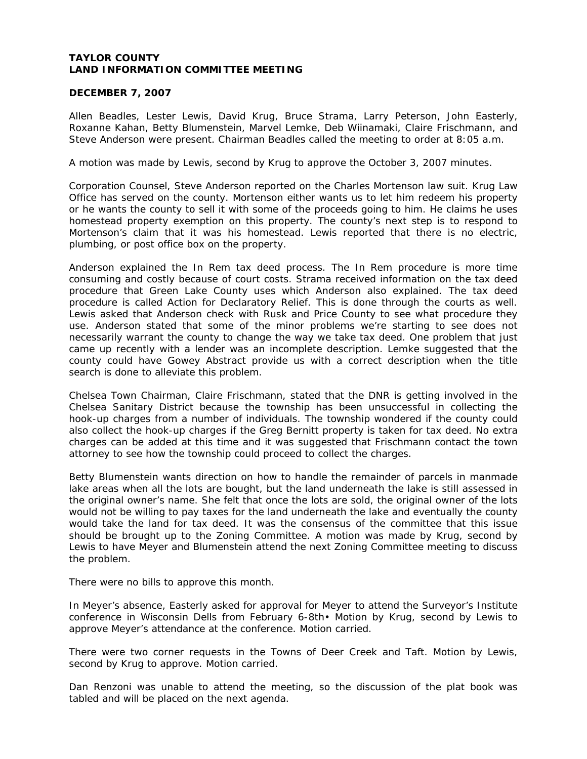**TAYLOR COUNTY**
**LAND INFORMATION COMMITTEE MEETING**

**DECEMBER 7, 2007**

Allen Beadles, Lester Lewis, David Krug, Bruce Strama, Larry Peterson, John Easterly, Roxanne Kahan, Betty Blumenstein, Marvel Lemke, Deb Wiinamaki, Claire Frischmann, and Steve Anderson were present. Chairman Beadles called the meeting to order at 8:05 a.m.

A motion was made by Lewis, second by Krug to approve the October 3, 2007 minutes.

Corporation Counsel, Steve Anderson reported on the Charles Mortenson law suit. Krug Law Office has served on the county. Mortenson either wants us to let him redeem his property or he wants the county to sell it with some of the proceeds going to him. He claims he uses homestead property exemption on this property. The county's next step is to respond to Mortenson's claim that it was his homestead. Lewis reported that there is no electric, plumbing, or post office box on the property.

Anderson explained the In Rem tax deed process. The In Rem procedure is more time consuming and costly because of court costs. Strama received information on the tax deed procedure that Green Lake County uses which Anderson also explained. The tax deed procedure is called Action for Declaratory Relief. This is done through the courts as well. Lewis asked that Anderson check with Rusk and Price County to see what procedure they use. Anderson stated that some of the minor problems we're starting to see does not necessarily warrant the county to change the way we take tax deed. One problem that just came up recently with a lender was an incomplete description. Lemke suggested that the county could have Gowey Abstract provide us with a correct description when the title search is done to alleviate this problem.

Chelsea Town Chairman, Claire Frischmann, stated that the DNR is getting involved in the Chelsea Sanitary District because the township has been unsuccessful in collecting the hook-up charges from a number of individuals. The township wondered if the county could also collect the hook-up charges if the Greg Bernitt property is taken for tax deed. No extra charges can be added at this time and it was suggested that Frischmann contact the town attorney to see how the township could proceed to collect the charges.

Betty Blumenstein wants direction on how to handle the remainder of parcels in manmade lake areas when all the lots are bought, but the land underneath the lake is still assessed in the original owner's name. She felt that once the lots are sold, the original owner of the lots would not be willing to pay taxes for the land underneath the lake and eventually the county would take the land for tax deed. It was the consensus of the committee that this issue should be brought up to the Zoning Committee. A motion was made by Krug, second by Lewis to have Meyer and Blumenstein attend the next Zoning Committee meeting to discuss the problem.

There were no bills to approve this month.

In Meyer's absence, Easterly asked for approval for Meyer to attend the Surveyor's Institute conference in Wisconsin Dells from February 6-8th• Motion by Krug, second by Lewis to approve Meyer's attendance at the conference. Motion carried.

There were two corner requests in the Towns of Deer Creek and Taft. Motion by Lewis, second by Krug to approve. Motion carried.

Dan Renzoni was unable to attend the meeting, so the discussion of the plat book was tabled and will be placed on the next agenda.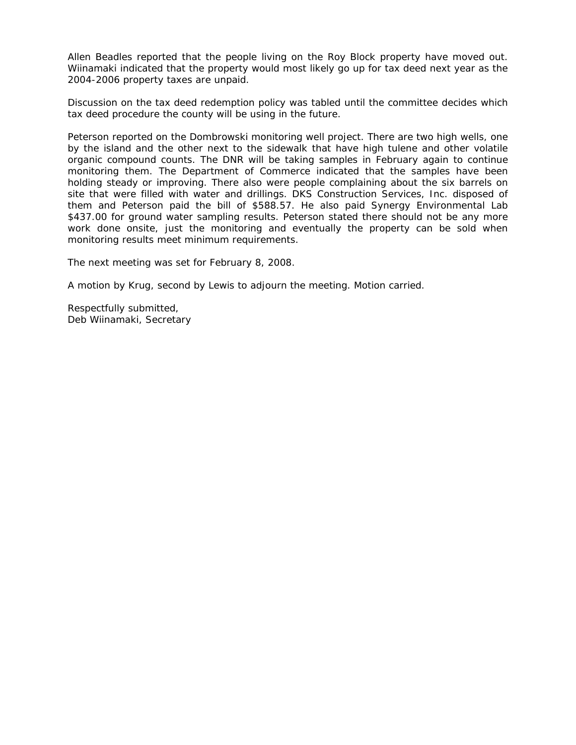Allen Beadles reported that the people living on the Roy Block property have moved out. Wiinamaki indicated that the property would most likely go up for tax deed next year as the 2004-2006 property taxes are unpaid.

Discussion on the tax deed redemption policy was tabled until the committee decides which tax deed procedure the county will be using in the future.

Peterson reported on the Dombrowski monitoring well project. There are two high wells, one by the island and the other next to the sidewalk that have high tulene and other volatile organic compound counts. The DNR will be taking samples in February again to continue monitoring them. The Department of Commerce indicated that the samples have been holding steady or improving. There also were people complaining about the six barrels on site that were filled with water and drillings. DKS Construction Services, Inc. disposed of them and Peterson paid the bill of $588.57. He also paid Synergy Environmental Lab $437.00 for ground water sampling results. Peterson stated there should not be any more work done onsite, just the monitoring and eventually the property can be sold when monitoring results meet minimum requirements.

The next meeting was set for February 8, 2008.

A motion by Krug, second by Lewis to adjourn the meeting. Motion carried.

Respectfully submitted,
Deb Wiinamaki, Secretary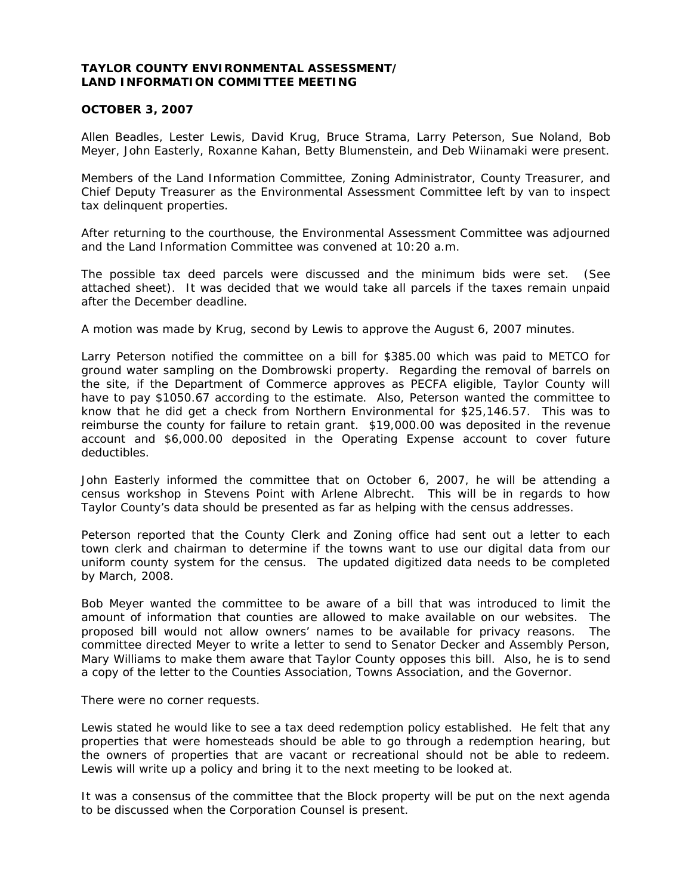**TAYLOR COUNTY ENVIRONMENTAL ASSESSMENT/ LAND INFORMATION COMMITTEE MEETING**

**OCTOBER 3, 2007**

Allen Beadles, Lester Lewis, David Krug, Bruce Strama, Larry Peterson, Sue Noland, Bob Meyer, John Easterly, Roxanne Kahan, Betty Blumenstein, and Deb Wiinamaki were present.

Members of the Land Information Committee, Zoning Administrator, County Treasurer, and Chief Deputy Treasurer as the Environmental Assessment Committee left by van to inspect tax delinquent properties.

After returning to the courthouse, the Environmental Assessment Committee was adjourned and the Land Information Committee was convened at 10:20 a.m.

The possible tax deed parcels were discussed and the minimum bids were set. (See attached sheet). It was decided that we would take all parcels if the taxes remain unpaid after the December deadline.

A motion was made by Krug, second by Lewis to approve the August 6, 2007 minutes.

Larry Peterson notified the committee on a bill for $385.00 which was paid to METCO for ground water sampling on the Dombrowski property. Regarding the removal of barrels on the site, if the Department of Commerce approves as PECFA eligible, Taylor County will have to pay $1050.67 according to the estimate. Also, Peterson wanted the committee to know that he did get a check from Northern Environmental for $25,146.57. This was to reimburse the county for failure to retain grant. $19,000.00 was deposited in the revenue account and $6,000.00 deposited in the Operating Expense account to cover future deductibles.

John Easterly informed the committee that on October 6, 2007, he will be attending a census workshop in Stevens Point with Arlene Albrecht. This will be in regards to how Taylor County's data should be presented as far as helping with the census addresses.

Peterson reported that the County Clerk and Zoning office had sent out a letter to each town clerk and chairman to determine if the towns want to use our digital data from our uniform county system for the census. The updated digitized data needs to be completed by March, 2008.

Bob Meyer wanted the committee to be aware of a bill that was introduced to limit the amount of information that counties are allowed to make available on our websites. The proposed bill would not allow owners' names to be available for privacy reasons. The committee directed Meyer to write a letter to send to Senator Decker and Assembly Person, Mary Williams to make them aware that Taylor County opposes this bill. Also, he is to send a copy of the letter to the Counties Association, Towns Association, and the Governor.

There were no corner requests.

Lewis stated he would like to see a tax deed redemption policy established. He felt that any properties that were homesteads should be able to go through a redemption hearing, but the owners of properties that are vacant or recreational should not be able to redeem. Lewis will write up a policy and bring it to the next meeting to be looked at.

It was a consensus of the committee that the Block property will be put on the next agenda to be discussed when the Corporation Counsel is present.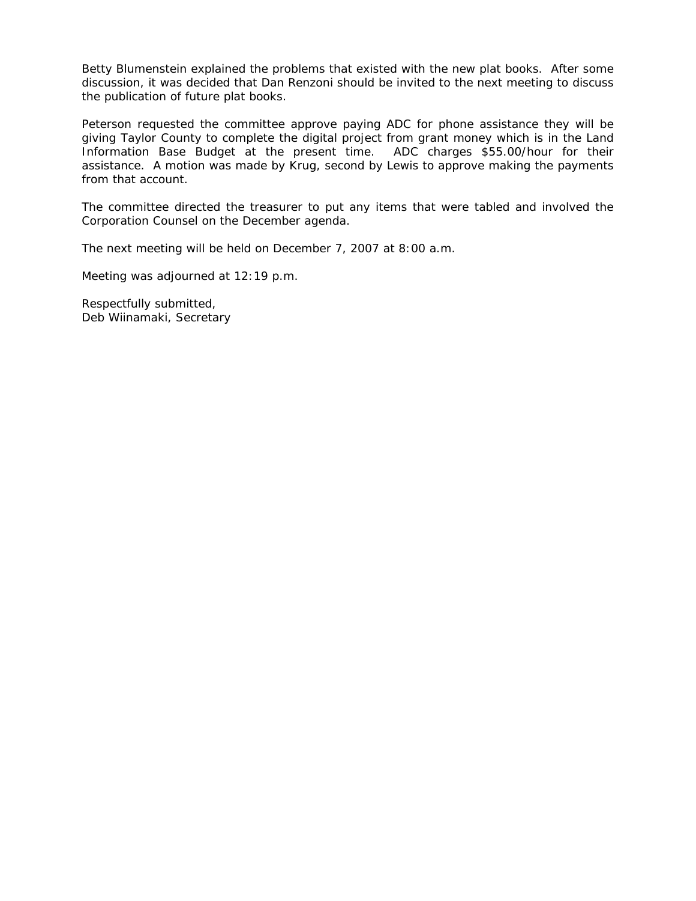Betty Blumenstein explained the problems that existed with the new plat books. After some discussion, it was decided that Dan Renzoni should be invited to the next meeting to discuss the publication of future plat books.

Peterson requested the committee approve paying ADC for phone assistance they will be giving Taylor County to complete the digital project from grant money which is in the Land Information Base Budget at the present time. ADC charges $55.00/hour for their assistance. A motion was made by Krug, second by Lewis to approve making the payments from that account.

The committee directed the treasurer to put any items that were tabled and involved the Corporation Counsel on the December agenda.

The next meeting will be held on December 7, 2007 at 8:00 a.m.

Meeting was adjourned at 12:19 p.m.

Respectfully submitted,
Deb Wiinamaki, Secretary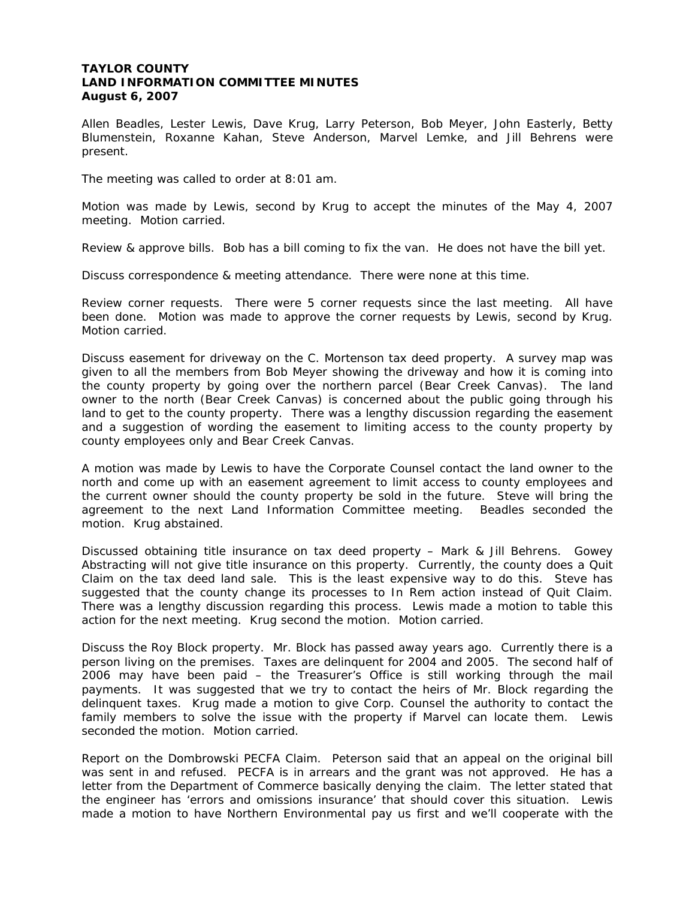**TAYLOR COUNTY**
**LAND INFORMATION COMMITTEE MINUTES**
**August 6, 2007**

Allen Beadles, Lester Lewis, Dave Krug, Larry Peterson, Bob Meyer, John Easterly, Betty Blumenstein, Roxanne Kahan, Steve Anderson, Marvel Lemke, and Jill Behrens were present.

The meeting was called to order at 8:01 am.

Motion was made by Lewis, second by Krug to accept the minutes of the May 4, 2007 meeting. Motion carried.

Review & approve bills. Bob has a bill coming to fix the van. He does not have the bill yet.

Discuss correspondence & meeting attendance. There were none at this time.

Review corner requests. There were 5 corner requests since the last meeting. All have been done. Motion was made to approve the corner requests by Lewis, second by Krug. Motion carried.

Discuss easement for driveway on the C. Mortenson tax deed property. A survey map was given to all the members from Bob Meyer showing the driveway and how it is coming into the county property by going over the northern parcel (Bear Creek Canvas). The land owner to the north (Bear Creek Canvas) is concerned about the public going through his land to get to the county property. There was a lengthy discussion regarding the easement and a suggestion of wording the easement to limiting access to the county property by county employees only and Bear Creek Canvas.

A motion was made by Lewis to have the Corporate Counsel contact the land owner to the north and come up with an easement agreement to limit access to county employees and the current owner should the county property be sold in the future. Steve will bring the agreement to the next Land Information Committee meeting. Beadles seconded the motion. Krug abstained.

Discussed obtaining title insurance on tax deed property – Mark & Jill Behrens. Gowey Abstracting will not give title insurance on this property. Currently, the county does a Quit Claim on the tax deed land sale. This is the least expensive way to do this. Steve has suggested that the county change its processes to In Rem action instead of Quit Claim. There was a lengthy discussion regarding this process. Lewis made a motion to table this action for the next meeting. Krug second the motion. Motion carried.

Discuss the Roy Block property. Mr. Block has passed away years ago. Currently there is a person living on the premises. Taxes are delinquent for 2004 and 2005. The second half of 2006 may have been paid – the Treasurer's Office is still working through the mail payments. It was suggested that we try to contact the heirs of Mr. Block regarding the delinquent taxes. Krug made a motion to give Corp. Counsel the authority to contact the family members to solve the issue with the property if Marvel can locate them. Lewis seconded the motion. Motion carried.

Report on the Dombrowski PECFA Claim. Peterson said that an appeal on the original bill was sent in and refused. PECFA is in arrears and the grant was not approved. He has a letter from the Department of Commerce basically denying the claim. The letter stated that the engineer has 'errors and omissions insurance' that should cover this situation. Lewis made a motion to have Northern Environmental pay us first and we'll cooperate with the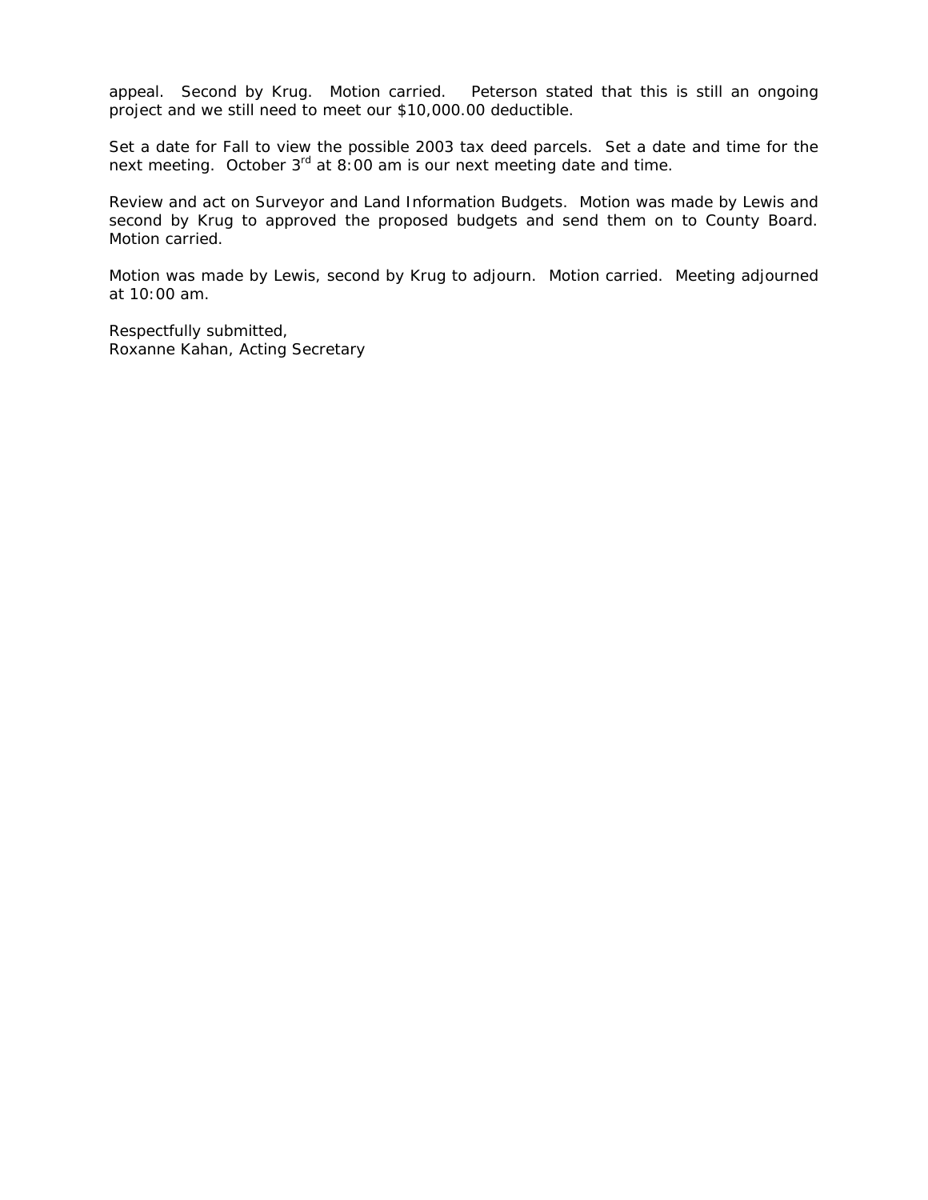appeal. Second by Krug. Motion carried. Peterson stated that this is still an ongoing project and we still need to meet our $10,000.00 deductible.

Set a date for Fall to view the possible 2003 tax deed parcels. Set a date and time for the next meeting. October 3rd at 8:00 am is our next meeting date and time.

Review and act on Surveyor and Land Information Budgets. Motion was made by Lewis and second by Krug to approved the proposed budgets and send them on to County Board. Motion carried.

Motion was made by Lewis, second by Krug to adjourn. Motion carried. Meeting adjourned at 10:00 am.

Respectfully submitted,
Roxanne Kahan, Acting Secretary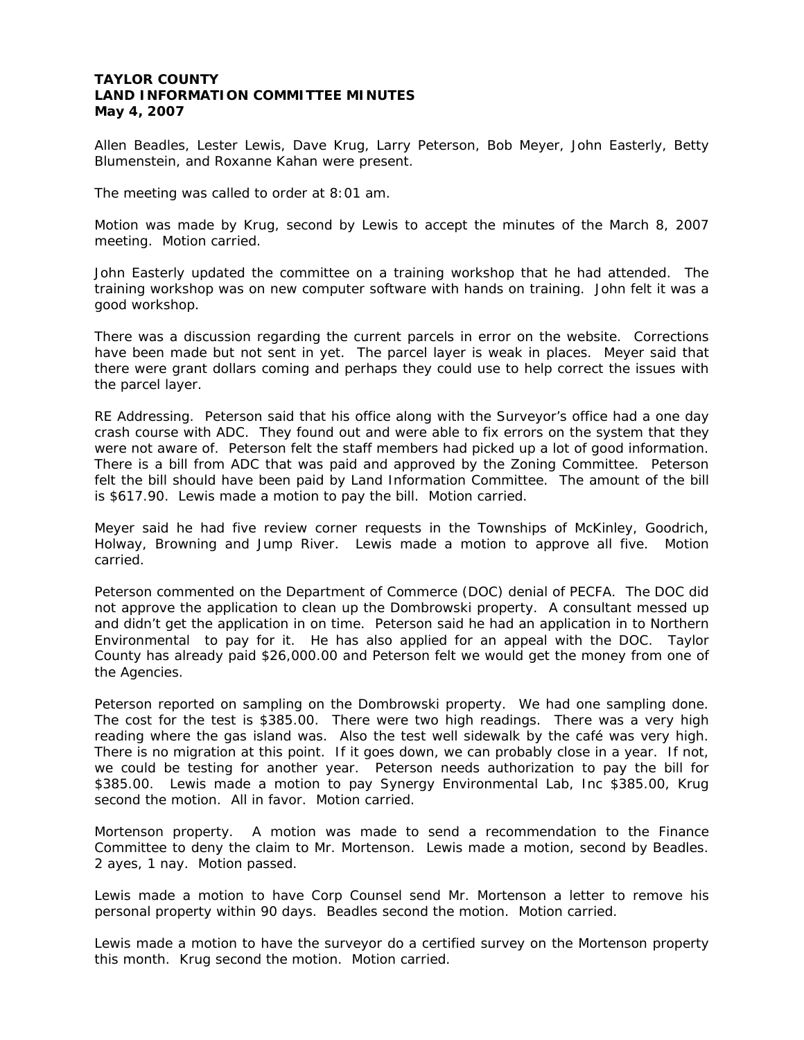**TAYLOR COUNTY**
**LAND INFORMATION COMMITTEE MINUTES**
**May 4, 2007**

Allen Beadles, Lester Lewis, Dave Krug, Larry Peterson, Bob Meyer, John Easterly, Betty Blumenstein, and Roxanne Kahan were present.

The meeting was called to order at 8:01 am.

Motion was made by Krug, second by Lewis to accept the minutes of the March 8, 2007 meeting. Motion carried.

John Easterly updated the committee on a training workshop that he had attended. The training workshop was on new computer software with hands on training. John felt it was a good workshop.

There was a discussion regarding the current parcels in error on the website. Corrections have been made but not sent in yet. The parcel layer is weak in places. Meyer said that there were grant dollars coming and perhaps they could use to help correct the issues with the parcel layer.

RE Addressing. Peterson said that his office along with the Surveyor's office had a one day crash course with ADC. They found out and were able to fix errors on the system that they were not aware of. Peterson felt the staff members had picked up a lot of good information. There is a bill from ADC that was paid and approved by the Zoning Committee. Peterson felt the bill should have been paid by Land Information Committee. The amount of the bill is $617.90. Lewis made a motion to pay the bill. Motion carried.

Meyer said he had five review corner requests in the Townships of McKinley, Goodrich, Holway, Browning and Jump River. Lewis made a motion to approve all five. Motion carried.

Peterson commented on the Department of Commerce (DOC) denial of PECFA. The DOC did not approve the application to clean up the Dombrowski property. A consultant messed up and didn't get the application in on time. Peterson said he had an application in to Northern Environmental to pay for it. He has also applied for an appeal with the DOC. Taylor County has already paid $26,000.00 and Peterson felt we would get the money from one of the Agencies.

Peterson reported on sampling on the Dombrowski property. We had one sampling done. The cost for the test is $385.00. There were two high readings. There was a very high reading where the gas island was. Also the test well sidewalk by the café was very high. There is no migration at this point. If it goes down, we can probably close in a year. If not, we could be testing for another year. Peterson needs authorization to pay the bill for $385.00. Lewis made a motion to pay Synergy Environmental Lab, Inc $385.00, Krug second the motion. All in favor. Motion carried.

Mortenson property. A motion was made to send a recommendation to the Finance Committee to deny the claim to Mr. Mortenson. Lewis made a motion, second by Beadles. 2 ayes, 1 nay. Motion passed.

Lewis made a motion to have Corp Counsel send Mr. Mortenson a letter to remove his personal property within 90 days. Beadles second the motion. Motion carried.

Lewis made a motion to have the surveyor do a certified survey on the Mortenson property this month. Krug second the motion. Motion carried.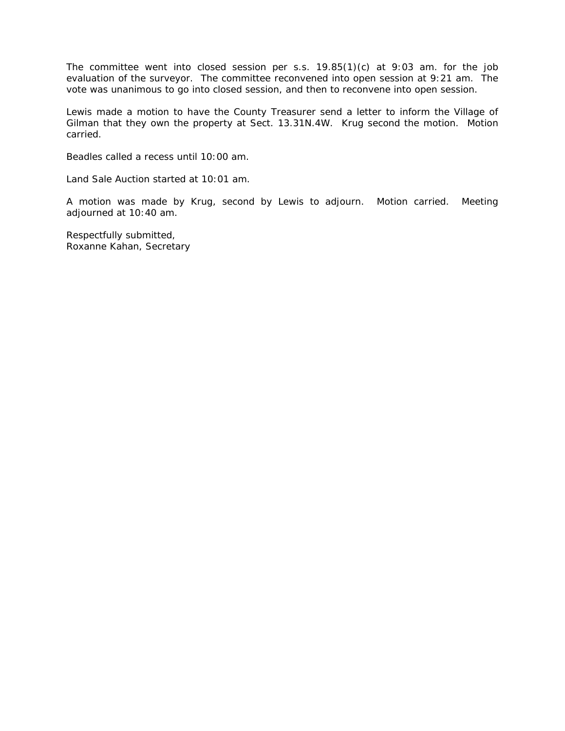The committee went into closed session per s.s. 19.85(1)(c) at 9:03 am. for the job evaluation of the surveyor. The committee reconvened into open session at 9:21 am. The vote was unanimous to go into closed session, and then to reconvene into open session.

Lewis made a motion to have the County Treasurer send a letter to inform the Village of Gilman that they own the property at Sect. 13.31N.4W. Krug second the motion. Motion carried.

Beadles called a recess until 10:00 am.

Land Sale Auction started at 10:01 am.

A motion was made by Krug, second by Lewis to adjourn. Motion carried. Meeting adjourned at 10:40 am.

Respectfully submitted,
Roxanne Kahan, Secretary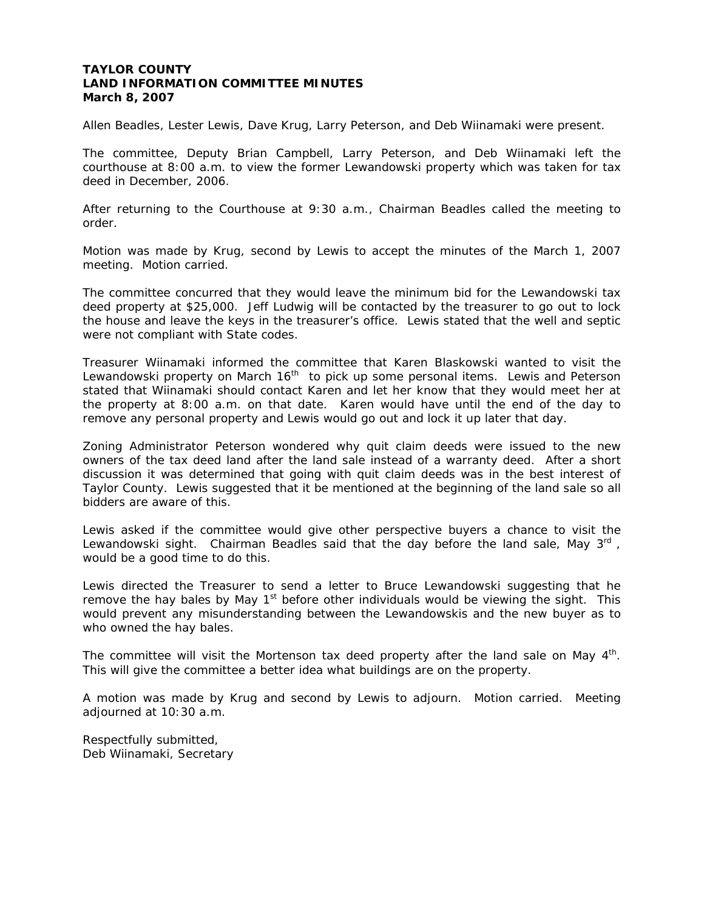**TAYLOR COUNTY**
**LAND INFORMATION COMMITTEE MINUTES**
**March 8, 2007**

Allen Beadles, Lester Lewis, Dave Krug, Larry Peterson, and Deb Wiinamaki were present.

The committee, Deputy Brian Campbell, Larry Peterson, and Deb Wiinamaki left the courthouse at 8:00 a.m. to view the former Lewandowski property which was taken for tax deed in December, 2006.

After returning to the Courthouse at 9:30 a.m., Chairman Beadles called the meeting to order.

Motion was made by Krug, second by Lewis to accept the minutes of the March 1, 2007 meeting. Motion carried.

The committee concurred that they would leave the minimum bid for the Lewandowski tax deed property at $25,000. Jeff Ludwig will be contacted by the treasurer to go out to lock the house and leave the keys in the treasurer's office. Lewis stated that the well and septic were not compliant with State codes.

Treasurer Wiinamaki informed the committee that Karen Blaskowski wanted to visit the Lewandowski property on March 16th to pick up some personal items. Lewis and Peterson stated that Wiinamaki should contact Karen and let her know that they would meet her at the property at 8:00 a.m. on that date. Karen would have until the end of the day to remove any personal property and Lewis would go out and lock it up later that day.

Zoning Administrator Peterson wondered why quit claim deeds were issued to the new owners of the tax deed land after the land sale instead of a warranty deed. After a short discussion it was determined that going with quit claim deeds was in the best interest of Taylor County. Lewis suggested that it be mentioned at the beginning of the land sale so all bidders are aware of this.

Lewis asked if the committee would give other perspective buyers a chance to visit the Lewandowski sight. Chairman Beadles said that the day before the land sale, May 3rd, would be a good time to do this.

Lewis directed the Treasurer to send a letter to Bruce Lewandowski suggesting that he remove the hay bales by May 1st before other individuals would be viewing the sight. This would prevent any misunderstanding between the Lewandowskis and the new buyer as to who owned the hay bales.

The committee will visit the Mortenson tax deed property after the land sale on May 4th. This will give the committee a better idea what buildings are on the property.

A motion was made by Krug and second by Lewis to adjourn. Motion carried. Meeting adjourned at 10:30 a.m.

Respectfully submitted,
Deb Wiinamaki, Secretary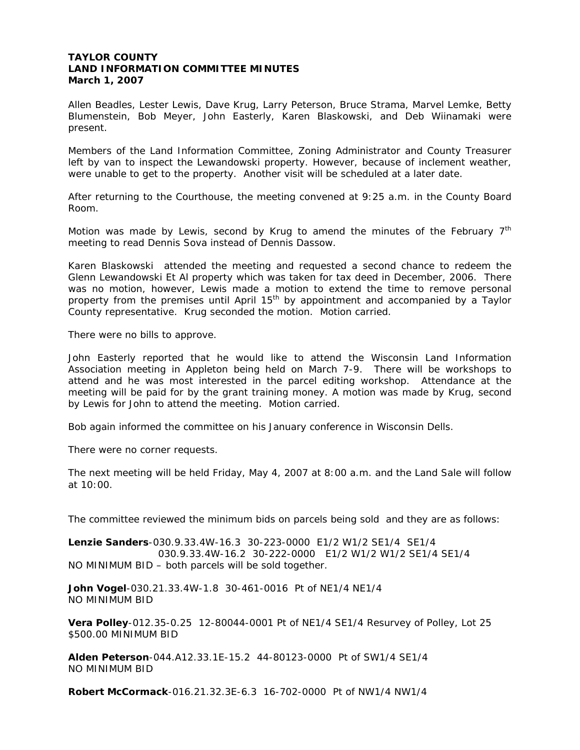**TAYLOR COUNTY**
**LAND INFORMATION COMMITTEE MINUTES**
**March 1, 2007**

Allen Beadles, Lester Lewis, Dave Krug, Larry Peterson, Bruce Strama, Marvel Lemke, Betty Blumenstein, Bob Meyer, John Easterly, Karen Blaskowski, and Deb Wiinamaki were present.

Members of the Land Information Committee, Zoning Administrator and County Treasurer left by van to inspect the Lewandowski property. However, because of inclement weather, were unable to get to the property. Another visit will be scheduled at a later date.

After returning to the Courthouse, the meeting convened at 9:25 a.m. in the County Board Room.

Motion was made by Lewis, second by Krug to amend the minutes of the February 7th meeting to read Dennis Sova instead of Dennis Dassow.

Karen Blaskowski attended the meeting and requested a second chance to redeem the Glenn Lewandowski Et Al property which was taken for tax deed in December, 2006. There was no motion, however, Lewis made a motion to extend the time to remove personal property from the premises until April 15th by appointment and accompanied by a Taylor County representative. Krug seconded the motion. Motion carried.

There were no bills to approve.

John Easterly reported that he would like to attend the Wisconsin Land Information Association meeting in Appleton being held on March 7-9. There will be workshops to attend and he was most interested in the parcel editing workshop. Attendance at the meeting will be paid for by the grant training money. A motion was made by Krug, second by Lewis for John to attend the meeting. Motion carried.

Bob again informed the committee on his January conference in Wisconsin Dells.

There were no corner requests.

The next meeting will be held Friday, May 4, 2007 at 8:00 a.m. and the Land Sale will follow at 10:00.

The committee reviewed the minimum bids on parcels being sold and they are as follows:

**Lenzie Sanders**-030.9.33.4W-16.3 30-223-0000 E1/2 W1/2 SE1/4 SE1/4
030.9.33.4W-16.2 30-222-0000 E1/2 W1/2 W1/2 SE1/4 SE1/4
NO MINIMUM BID – both parcels will be sold together.

**John Vogel**-030.21.33.4W-1.8 30-461-0016 Pt of NE1/4 NE1/4
NO MINIMUM BID

**Vera Polley**-012.35-0.25 12-80044-0001 Pt of NE1/4 SE1/4 Resurvey of Polley, Lot 25
$500.00 MINIMUM BID

**Alden Peterson**-044.A12.33.1E-15.2 44-80123-0000 Pt of SW1/4 SE1/4
NO MINIMUM BID

**Robert McCormack**-016.21.32.3E-6.3 16-702-0000 Pt of NW1/4 NW1/4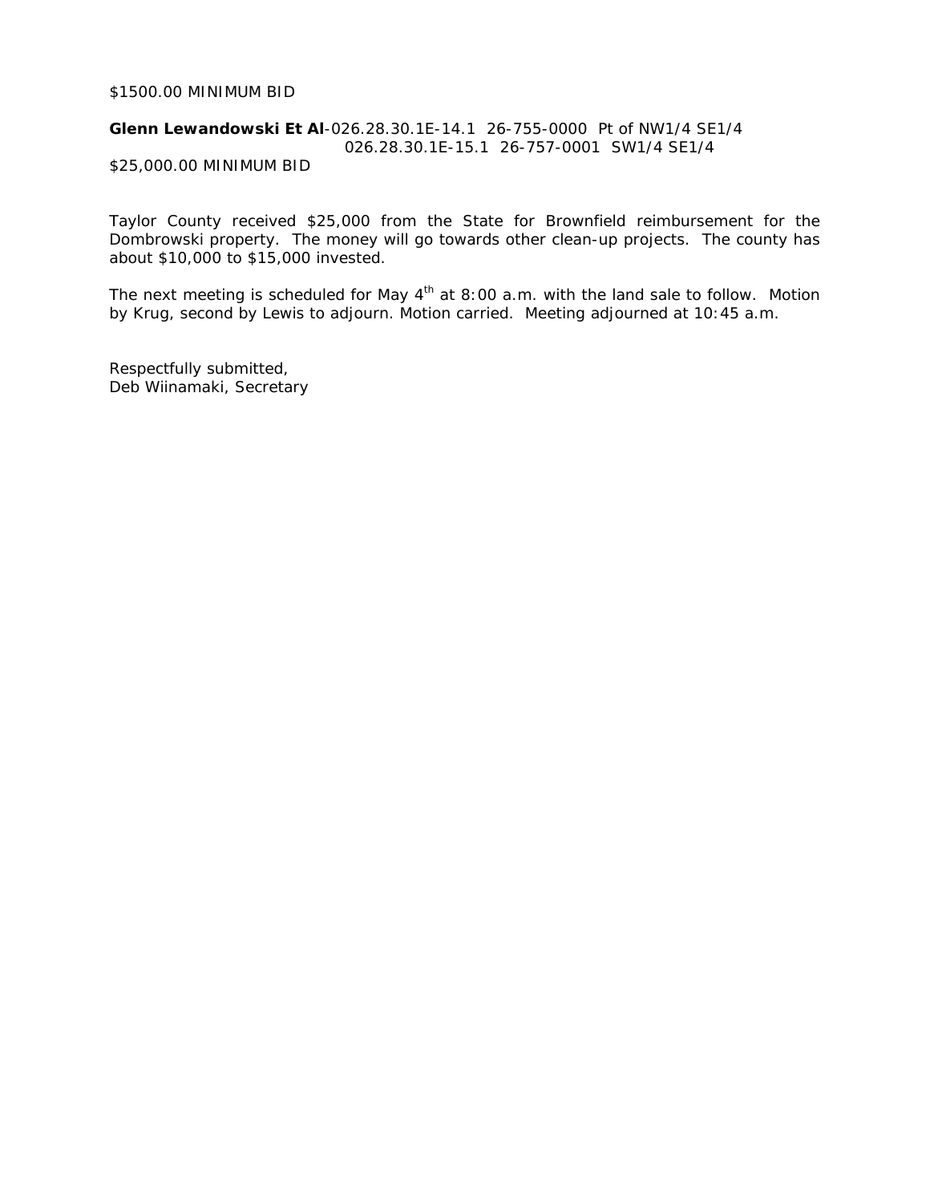$1500.00 MINIMUM BID

**Glenn Lewandowski Et Al**-026.28.30.1E-14.1 26-755-0000 Pt of NW1/4 SE1/4
026.28.30.1E-15.1 26-757-0001 SW1/4 SE1/4
$25,000.00 MINIMUM BID

Taylor County received $25,000 from the State for Brownfield reimbursement for the Dombrowski property. The money will go towards other clean-up projects. The county has about $10,000 to $15,000 invested.

The next meeting is scheduled for May 4th at 8:00 a.m. with the land sale to follow. Motion by Krug, second by Lewis to adjourn. Motion carried. Meeting adjourned at 10:45 a.m.

Respectfully submitted,
Deb Wiinamaki, Secretary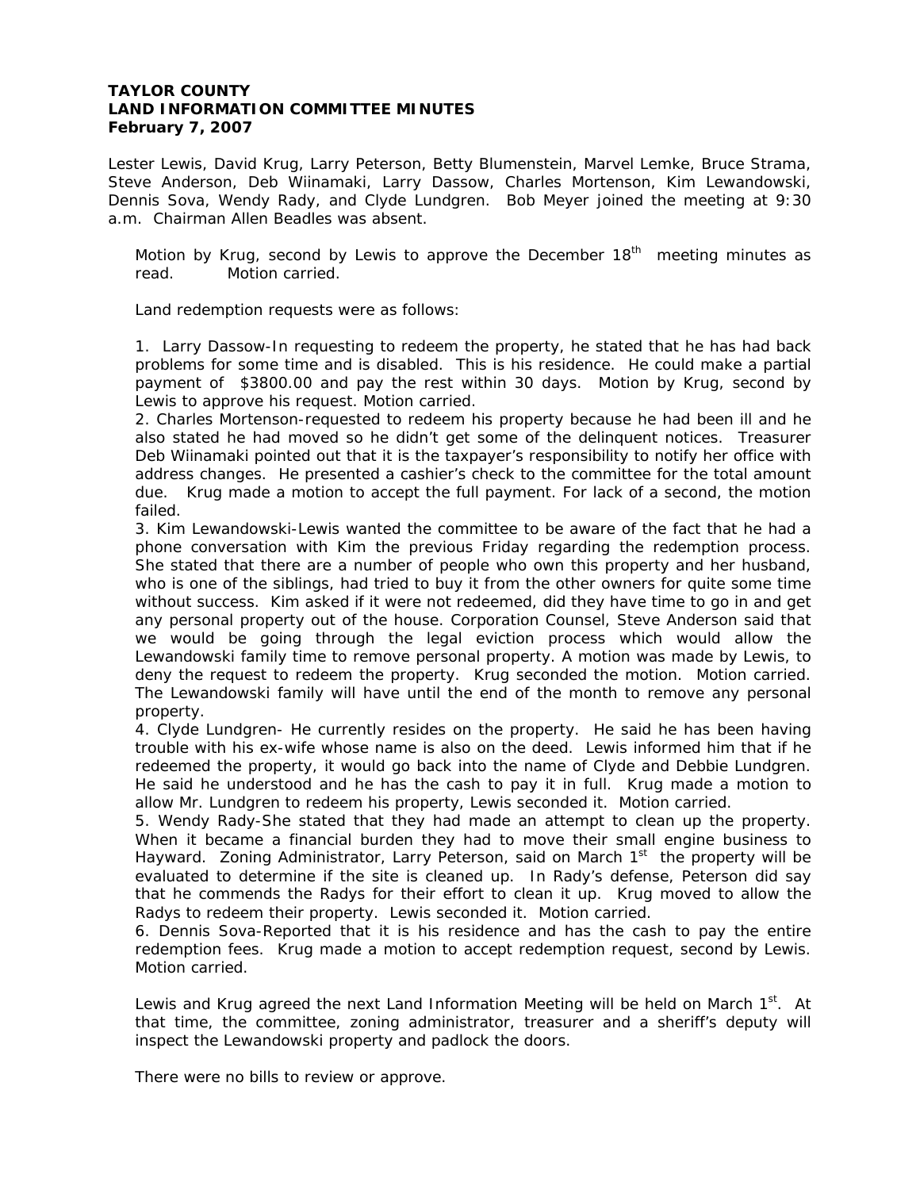**TAYLOR COUNTY**
**LAND INFORMATION COMMITTEE MINUTES**
**February 7, 2007**

Lester Lewis, David Krug, Larry Peterson, Betty Blumenstein, Marvel Lemke, Bruce Strama, Steve Anderson, Deb Wiinamaki, Larry Dassow, Charles Mortenson, Kim Lewandowski, Dennis Sova, Wendy Rady, and Clyde Lundgren. Bob Meyer joined the meeting at 9:30 a.m. Chairman Allen Beadles was absent.

Motion by Krug, second by Lewis to approve the December 18th meeting minutes as read. Motion carried.

Land redemption requests were as follows:

1. Larry Dassow-In requesting to redeem the property, he stated that he has had back problems for some time and is disabled. This is his residence. He could make a partial payment of $3800.00 and pay the rest within 30 days. Motion by Krug, second by Lewis to approve his request. Motion carried.
2. Charles Mortenson-requested to redeem his property because he had been ill and he also stated he had moved so he didn't get some of the delinquent notices. Treasurer Deb Wiinamaki pointed out that it is the taxpayer's responsibility to notify her office with address changes. He presented a cashier's check to the committee for the total amount due. Krug made a motion to accept the full payment. For lack of a second, the motion failed.
3. Kim Lewandowski-Lewis wanted the committee to be aware of the fact that he had a phone conversation with Kim the previous Friday regarding the redemption process. She stated that there are a number of people who own this property and her husband, who is one of the siblings, had tried to buy it from the other owners for quite some time without success. Kim asked if it were not redeemed, did they have time to go in and get any personal property out of the house. Corporation Counsel, Steve Anderson said that we would be going through the legal eviction process which would allow the Lewandowski family time to remove personal property. A motion was made by Lewis, to deny the request to redeem the property. Krug seconded the motion. Motion carried. The Lewandowski family will have until the end of the month to remove any personal property.
4. Clyde Lundgren- He currently resides on the property. He said he has been having trouble with his ex-wife whose name is also on the deed. Lewis informed him that if he redeemed the property, it would go back into the name of Clyde and Debbie Lundgren. He said he understood and he has the cash to pay it in full. Krug made a motion to allow Mr. Lundgren to redeem his property, Lewis seconded it. Motion carried.
5. Wendy Rady-She stated that they had made an attempt to clean up the property. When it became a financial burden they had to move their small engine business to Hayward. Zoning Administrator, Larry Peterson, said on March 1st the property will be evaluated to determine if the site is cleaned up. In Rady's defense, Peterson did say that he commends the Radys for their effort to clean it up. Krug moved to allow the Radys to redeem their property. Lewis seconded it. Motion carried.
6. Dennis Sova-Reported that it is his residence and has the cash to pay the entire redemption fees. Krug made a motion to accept redemption request, second by Lewis. Motion carried.

Lewis and Krug agreed the next Land Information Meeting will be held on March 1st. At that time, the committee, zoning administrator, treasurer and a sheriff's deputy will inspect the Lewandowski property and padlock the doors.

There were no bills to review or approve.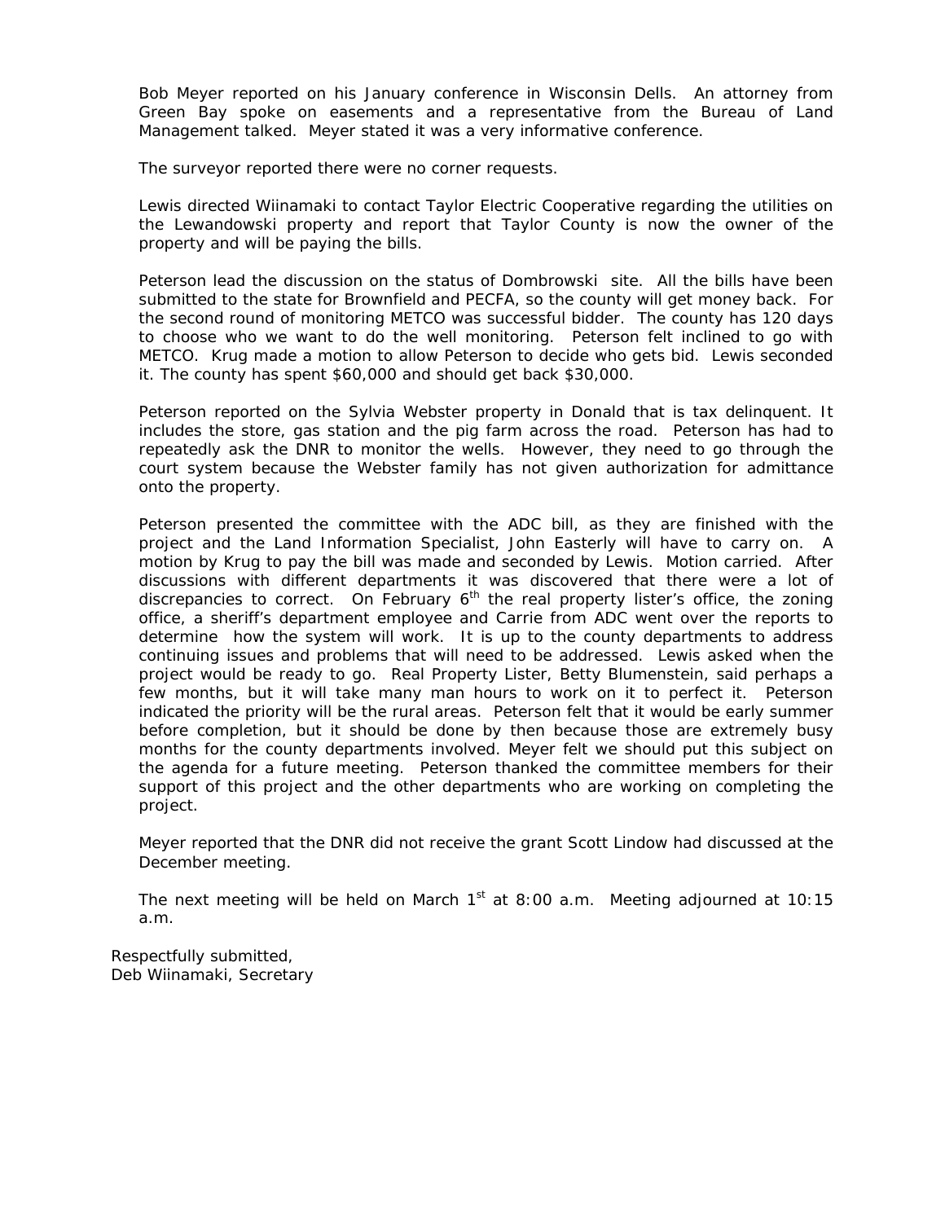Bob Meyer reported on his January conference in Wisconsin Dells. An attorney from Green Bay spoke on easements and a representative from the Bureau of Land Management talked. Meyer stated it was a very informative conference.

The surveyor reported there were no corner requests.

Lewis directed Wiinamaki to contact Taylor Electric Cooperative regarding the utilities on the Lewandowski property and report that Taylor County is now the owner of the property and will be paying the bills.

Peterson lead the discussion on the status of Dombrowski site. All the bills have been submitted to the state for Brownfield and PECFA, so the county will get money back. For the second round of monitoring METCO was successful bidder. The county has 120 days to choose who we want to do the well monitoring. Peterson felt inclined to go with METCO. Krug made a motion to allow Peterson to decide who gets bid. Lewis seconded it. The county has spent $60,000 and should get back $30,000.

Peterson reported on the Sylvia Webster property in Donald that is tax delinquent. It includes the store, gas station and the pig farm across the road. Peterson has had to repeatedly ask the DNR to monitor the wells. However, they need to go through the court system because the Webster family has not given authorization for admittance onto the property.

Peterson presented the committee with the ADC bill, as they are finished with the project and the Land Information Specialist, John Easterly will have to carry on. A motion by Krug to pay the bill was made and seconded by Lewis. Motion carried. After discussions with different departments it was discovered that there were a lot of discrepancies to correct. On February 6th the real property lister's office, the zoning office, a sheriff's department employee and Carrie from ADC went over the reports to determine how the system will work. It is up to the county departments to address continuing issues and problems that will need to be addressed. Lewis asked when the project would be ready to go. Real Property Lister, Betty Blumenstein, said perhaps a few months, but it will take many man hours to work on it to perfect it. Peterson indicated the priority will be the rural areas. Peterson felt that it would be early summer before completion, but it should be done by then because those are extremely busy months for the county departments involved. Meyer felt we should put this subject on the agenda for a future meeting. Peterson thanked the committee members for their support of this project and the other departments who are working on completing the project.

Meyer reported that the DNR did not receive the grant Scott Lindow had discussed at the December meeting.

The next meeting will be held on March 1st at 8:00 a.m. Meeting adjourned at 10:15 a.m.

Respectfully submitted,
Deb Wiinamaki, Secretary